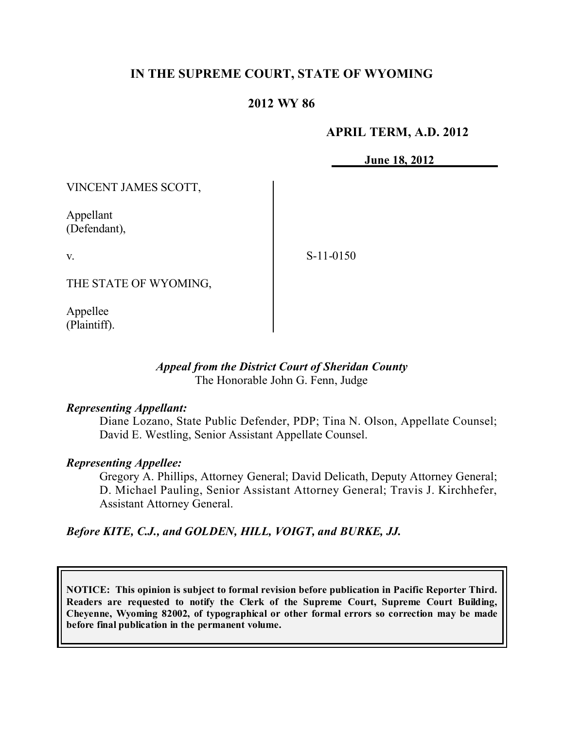# IN THE SUPREME COURT, STATE OF WYOMING

## 2012 WY 86

**APRIL TERM, A.D. 2012**

**June 18, 2012**

VINCENT JAMES SCOTT,

Appellant
(Defendant),

v.

THE STATE OF WYOMING,

Appellee
(Plaintiff).

S-11-0150

*Appeal from the District Court of Sheridan County*
The Honorable John G. Fenn, Judge

***Representing Appellant:***

Diane Lozano, State Public Defender, PDP; Tina N. Olson, Appellate Counsel; David E. Westling, Senior Assistant Appellate Counsel.

***Representing Appellee:***

Gregory A. Phillips, Attorney General; David Delicath, Deputy Attorney General; D. Michael Pauling, Senior Assistant Attorney General; Travis J. Kirchhefer, Assistant Attorney General.

***Before KITE, C.J., and GOLDEN, HILL, VOIGT, and BURKE, JJ.***

**NOTICE: This opinion is subject to formal revision before publication in Pacific Reporter Third. Readers are requested to notify the Clerk of the Supreme Court, Supreme Court Building, Cheyenne, Wyoming 82002, of typographical or other formal errors so correction may be made before final publication in the permanent volume.**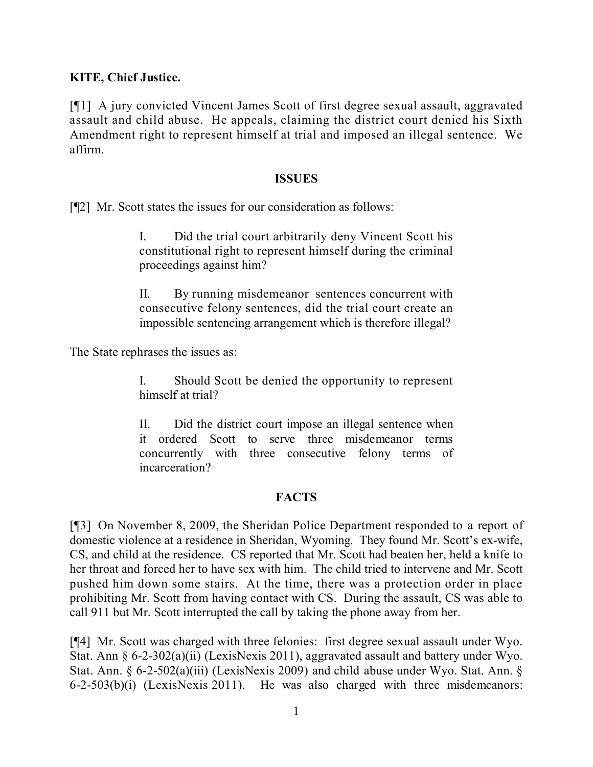**KITE, Chief Justice.**

[¶1] A jury convicted Vincent James Scott of first degree sexual assault, aggravated assault and child abuse. He appeals, claiming the district court denied his Sixth Amendment right to represent himself at trial and imposed an illegal sentence. We affirm.

## ISSUES

[¶2] Mr. Scott states the issues for our consideration as follows:

> I. Did the trial court arbitrarily deny Vincent Scott his constitutional right to represent himself during the criminal proceedings against him?
>
> II. By running misdemeanor sentences concurrent with consecutive felony sentences, did the trial court create an impossible sentencing arrangement which is therefore illegal?

The State rephrases the issues as:

> I. Should Scott be denied the opportunity to represent himself at trial?
>
> II. Did the district court impose an illegal sentence when it ordered Scott to serve three misdemeanor terms concurrently with three consecutive felony terms of incarceration?

## FACTS

[¶3] On November 8, 2009, the Sheridan Police Department responded to a report of domestic violence at a residence in Sheridan, Wyoming. They found Mr. Scott's ex-wife, CS, and child at the residence. CS reported that Mr. Scott had beaten her, held a knife to her throat and forced her to have sex with him. The child tried to intervene and Mr. Scott pushed him down some stairs. At the time, there was a protection order in place prohibiting Mr. Scott from having contact with CS. During the assault, CS was able to call 911 but Mr. Scott interrupted the call by taking the phone away from her.

[¶4] Mr. Scott was charged with three felonies: first degree sexual assault under Wyo. Stat. Ann § 6-2-302(a)(ii) (LexisNexis 2011), aggravated assault and battery under Wyo. Stat. Ann. § 6-2-502(a)(iii) (LexisNexis 2009) and child abuse under Wyo. Stat. Ann. § 6-2-503(b)(i) (LexisNexis 2011). He was also charged with three misdemeanors: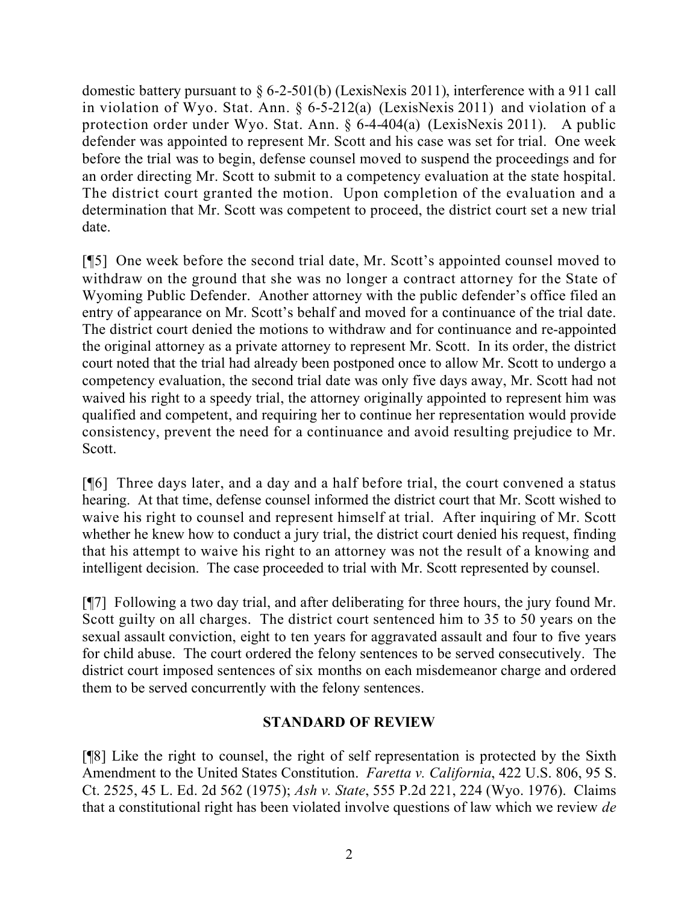domestic battery pursuant to § 6-2-501(b) (LexisNexis 2011), interference with a 911 call in violation of Wyo. Stat. Ann. § 6-5-212(a) (LexisNexis 2011) and violation of a protection order under Wyo. Stat. Ann. § 6-4-404(a) (LexisNexis 2011). A public defender was appointed to represent Mr. Scott and his case was set for trial. One week before the trial was to begin, defense counsel moved to suspend the proceedings and for an order directing Mr. Scott to submit to a competency evaluation at the state hospital. The district court granted the motion. Upon completion of the evaluation and a determination that Mr. Scott was competent to proceed, the district court set a new trial date.

[¶5] One week before the second trial date, Mr. Scott's appointed counsel moved to withdraw on the ground that she was no longer a contract attorney for the State of Wyoming Public Defender. Another attorney with the public defender's office filed an entry of appearance on Mr. Scott's behalf and moved for a continuance of the trial date. The district court denied the motions to withdraw and for continuance and re-appointed the original attorney as a private attorney to represent Mr. Scott. In its order, the district court noted that the trial had already been postponed once to allow Mr. Scott to undergo a competency evaluation, the second trial date was only five days away, Mr. Scott had not waived his right to a speedy trial, the attorney originally appointed to represent him was qualified and competent, and requiring her to continue her representation would provide consistency, prevent the need for a continuance and avoid resulting prejudice to Mr. Scott.

[¶6] Three days later, and a day and a half before trial, the court convened a status hearing. At that time, defense counsel informed the district court that Mr. Scott wished to waive his right to counsel and represent himself at trial. After inquiring of Mr. Scott whether he knew how to conduct a jury trial, the district court denied his request, finding that his attempt to waive his right to an attorney was not the result of a knowing and intelligent decision. The case proceeded to trial with Mr. Scott represented by counsel.

[¶7] Following a two day trial, and after deliberating for three hours, the jury found Mr. Scott guilty on all charges. The district court sentenced him to 35 to 50 years on the sexual assault conviction, eight to ten years for aggravated assault and four to five years for child abuse. The court ordered the felony sentences to be served consecutively. The district court imposed sentences of six months on each misdemeanor charge and ordered them to be served concurrently with the felony sentences.

## STANDARD OF REVIEW

[¶8] Like the right to counsel, the right of self representation is protected by the Sixth Amendment to the United States Constitution. *Faretta v. California*, 422 U.S. 806, 95 S. Ct. 2525, 45 L. Ed. 2d 562 (1975); *Ash v. State*, 555 P.2d 221, 224 (Wyo. 1976). Claims that a constitutional right has been violated involve questions of law which we review *de*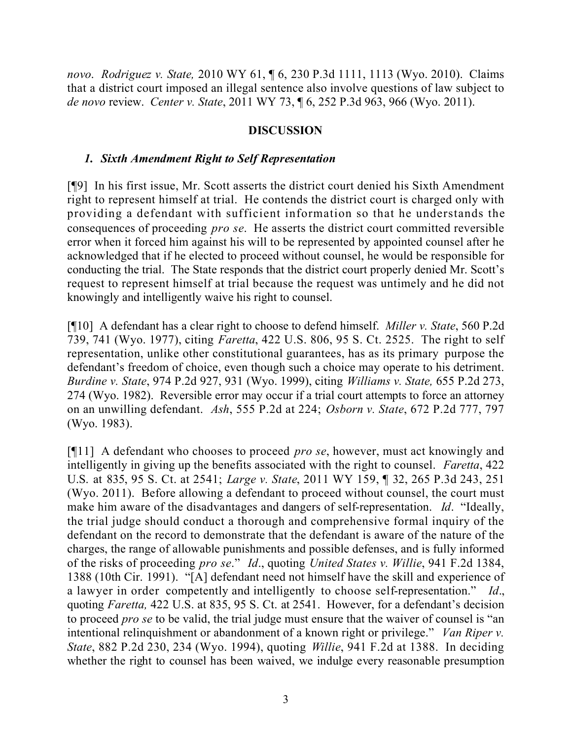*novo*. *Rodriguez v. State,* 2010 WY 61, ¶ 6, 230 P.3d 1111, 1113 (Wyo. 2010). Claims that a district court imposed an illegal sentence also involve questions of law subject to *de novo* review. *Center v. State*, 2011 WY 73, ¶ 6, 252 P.3d 963, 966 (Wyo. 2011).

## DISCUSSION

### *1. Sixth Amendment Right to Self Representation*

[¶9] In his first issue, Mr. Scott asserts the district court denied his Sixth Amendment right to represent himself at trial. He contends the district court is charged only with providing a defendant with sufficient information so that he understands the consequences of proceeding *pro se*. He asserts the district court committed reversible error when it forced him against his will to be represented by appointed counsel after he acknowledged that if he elected to proceed without counsel, he would be responsible for conducting the trial. The State responds that the district court properly denied Mr. Scott's request to represent himself at trial because the request was untimely and he did not knowingly and intelligently waive his right to counsel.

[¶10] A defendant has a clear right to choose to defend himself. *Miller v. State*, 560 P.2d 739, 741 (Wyo. 1977), citing *Faretta*, 422 U.S. 806, 95 S. Ct. 2525. The right to self representation, unlike other constitutional guarantees, has as its primary purpose the defendant's freedom of choice, even though such a choice may operate to his detriment. *Burdine v. State*, 974 P.2d 927, 931 (Wyo. 1999), citing *Williams v. State,* 655 P.2d 273, 274 (Wyo. 1982). Reversible error may occur if a trial court attempts to force an attorney on an unwilling defendant. *Ash*, 555 P.2d at 224; *Osborn v. State*, 672 P.2d 777, 797 (Wyo. 1983).

[¶11] A defendant who chooses to proceed *pro se*, however, must act knowingly and intelligently in giving up the benefits associated with the right to counsel. *Faretta*, 422 U.S. at 835, 95 S. Ct. at 2541; *Large v. State*, 2011 WY 159, ¶ 32, 265 P.3d 243, 251 (Wyo. 2011). Before allowing a defendant to proceed without counsel, the court must make him aware of the disadvantages and dangers of self-representation. *Id*. "Ideally, the trial judge should conduct a thorough and comprehensive formal inquiry of the defendant on the record to demonstrate that the defendant is aware of the nature of the charges, the range of allowable punishments and possible defenses, and is fully informed of the risks of proceeding *pro se*." *Id*., quoting *United States v. Willie*, 941 F.2d 1384, 1388 (10th Cir. 1991). "[A] defendant need not himself have the skill and experience of a lawyer in order competently and intelligently to choose self-representation." *Id*., quoting *Faretta,* 422 U.S. at 835, 95 S. Ct. at 2541. However, for a defendant's decision to proceed *pro se* to be valid, the trial judge must ensure that the waiver of counsel is "an intentional relinquishment or abandonment of a known right or privilege." *Van Riper v. State*, 882 P.2d 230, 234 (Wyo. 1994), quoting *Willie*, 941 F.2d at 1388. In deciding whether the right to counsel has been waived, we indulge every reasonable presumption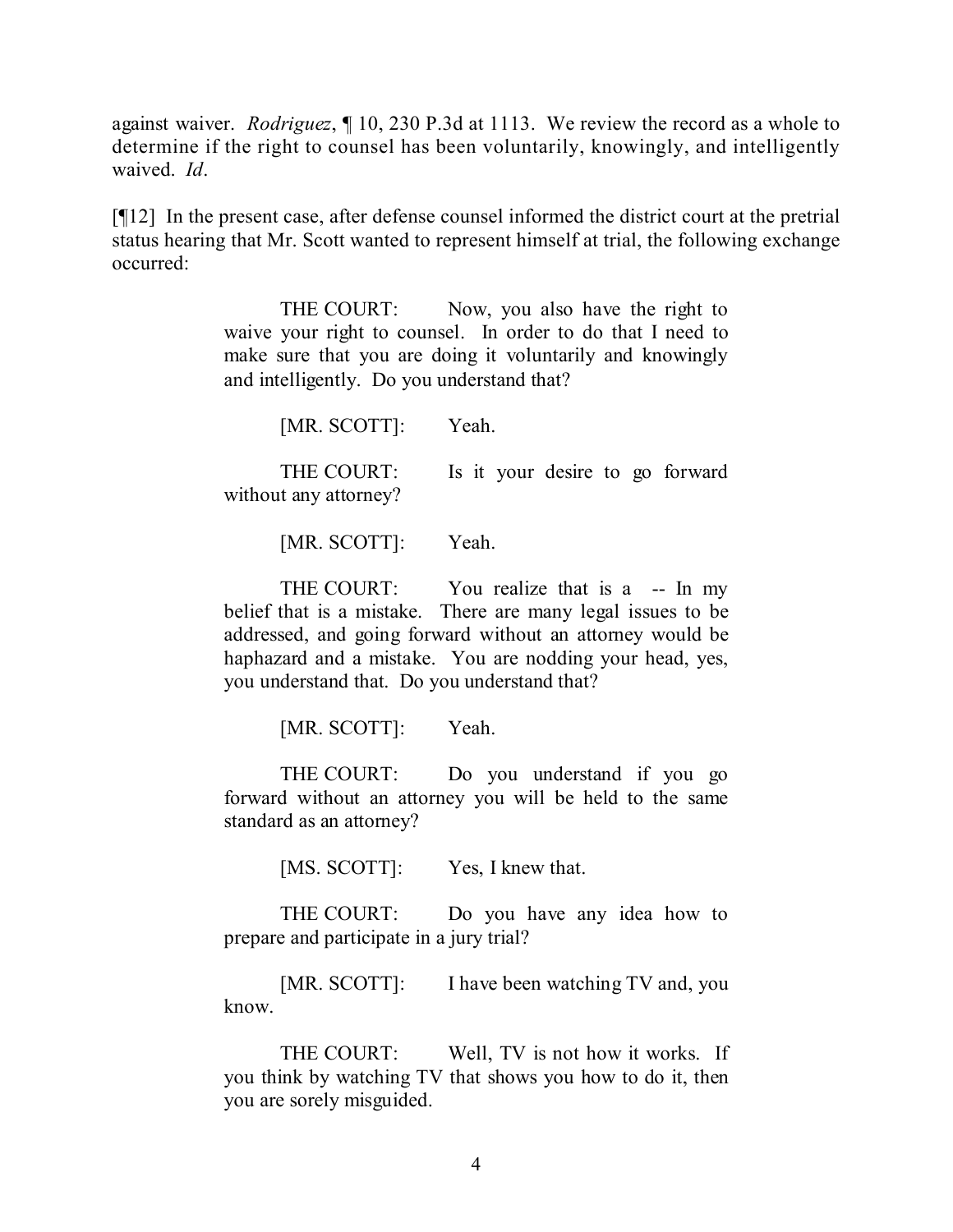against waiver. *Rodriguez*, ¶ 10, 230 P.3d at 1113. We review the record as a whole to determine if the right to counsel has been voluntarily, knowingly, and intelligently waived. *Id*.

[¶12] In the present case, after defense counsel informed the district court at the pretrial status hearing that Mr. Scott wanted to represent himself at trial, the following exchange occurred:

> THE COURT: Now, you also have the right to waive your right to counsel. In order to do that I need to make sure that you are doing it voluntarily and knowingly and intelligently. Do you understand that?
>
> [MR. SCOTT]: Yeah.
>
> THE COURT: Is it your desire to go forward without any attorney?
>
> [MR. SCOTT]: Yeah.
>
> THE COURT: You realize that is a -- In my belief that is a mistake. There are many legal issues to be addressed, and going forward without an attorney would be haphazard and a mistake. You are nodding your head, yes, you understand that. Do you understand that?
>
> [MR. SCOTT]: Yeah.
>
> THE COURT: Do you understand if you go forward without an attorney you will be held to the same standard as an attorney?
>
> [MS. SCOTT]: Yes, I knew that.
>
> THE COURT: Do you have any idea how to prepare and participate in a jury trial?
>
> [MR. SCOTT]: I have been watching TV and, you know.
>
> THE COURT: Well, TV is not how it works. If you think by watching TV that shows you how to do it, then you are sorely misguided.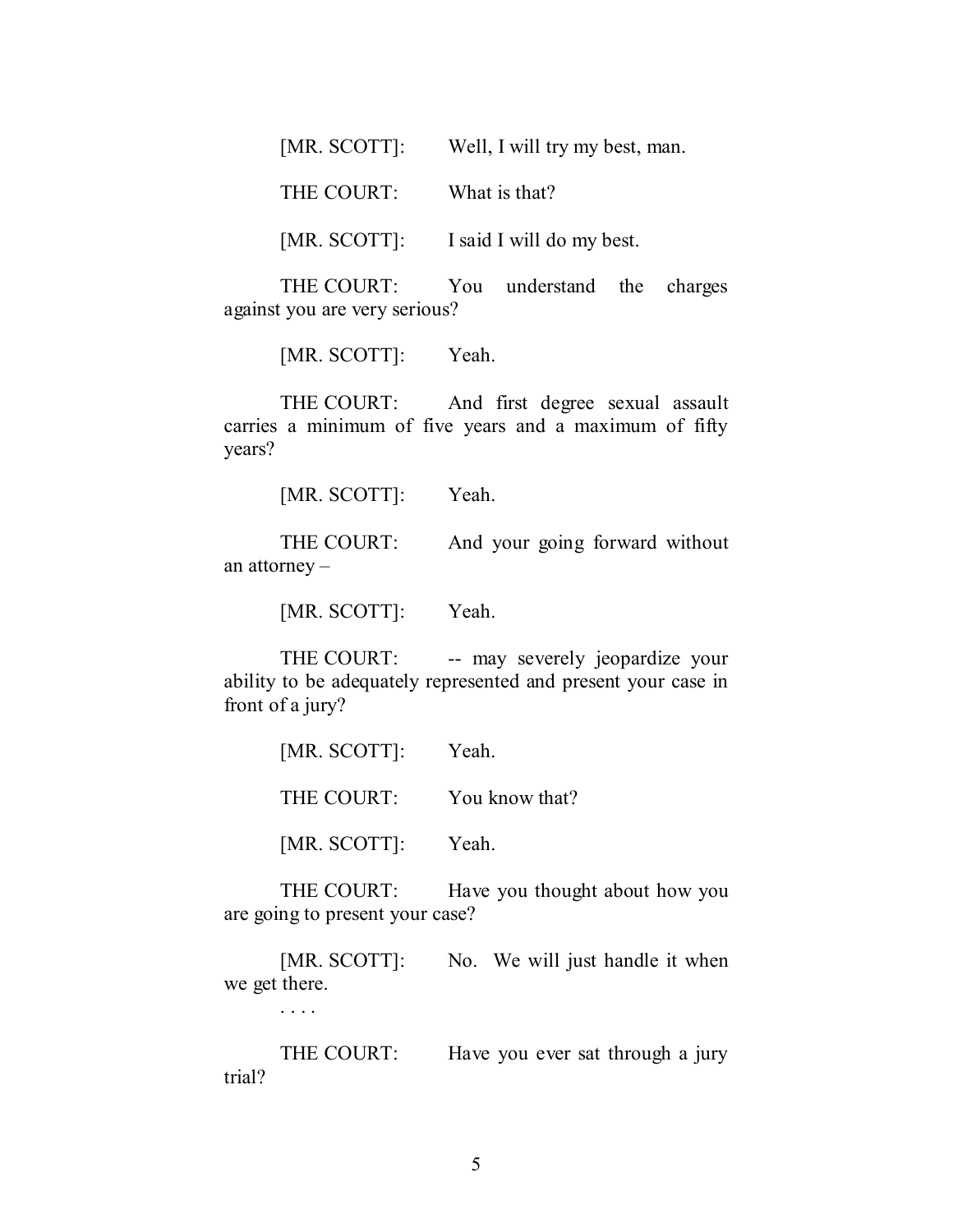[MR. SCOTT]: Well, I will try my best, man.

THE COURT: What is that?

[MR. SCOTT]: I said I will do my best.

THE COURT: You understand the charges against you are very serious?

[MR. SCOTT]: Yeah.

THE COURT: And first degree sexual assault carries a minimum of five years and a maximum of fifty years?

[MR. SCOTT]: Yeah.

THE COURT: And your going forward without an attorney –

[MR. SCOTT]: Yeah.

THE COURT: -- may severely jeopardize your ability to be adequately represented and present your case in front of a jury?

[MR. SCOTT]: Yeah.

THE COURT: You know that?

[MR. SCOTT]: Yeah.

THE COURT: Have you thought about how you are going to present your case?

[MR. SCOTT]: No. We will just handle it when we get there.

. . . .

THE COURT: Have you ever sat through a jury trial?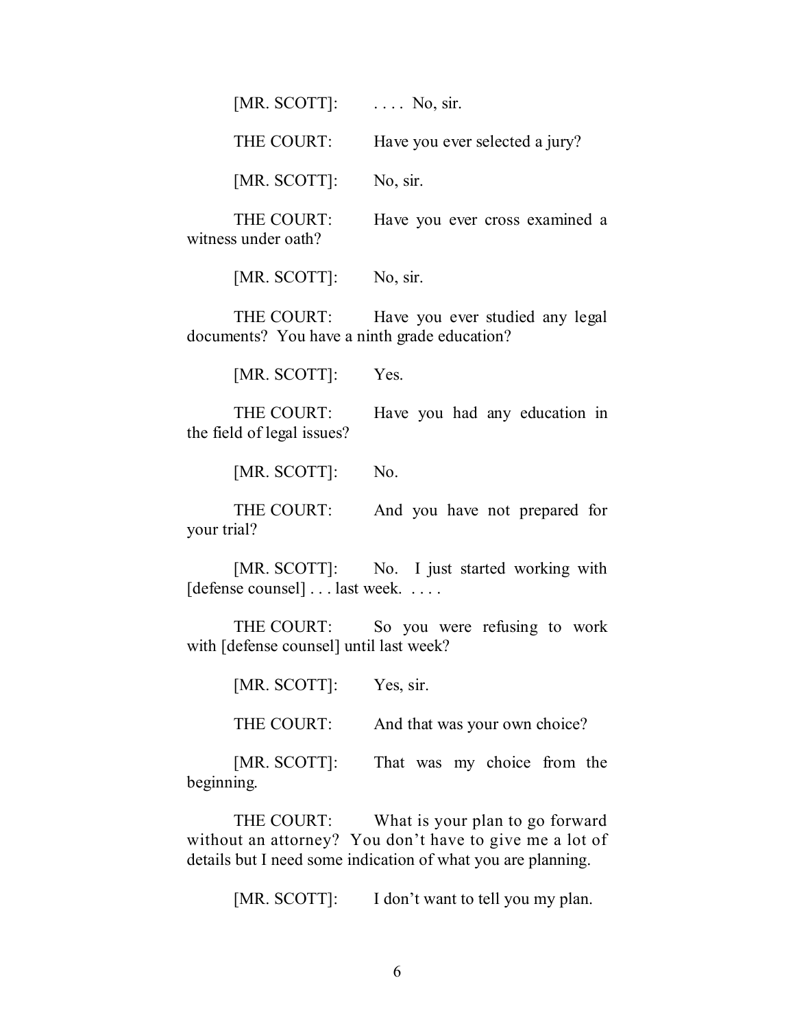[MR. SCOTT]: . . . . No, sir.

THE COURT: Have you ever selected a jury?

[MR. SCOTT]: No, sir.

THE COURT: Have you ever cross examined a witness under oath?

[MR. SCOTT]: No, sir.

THE COURT: Have you ever studied any legal documents? You have a ninth grade education?

[MR. SCOTT]: Yes.

THE COURT: Have you had any education in the field of legal issues?

[MR. SCOTT]: No.

THE COURT: And you have not prepared for your trial?

[MR. SCOTT]: No. I just started working with [defense counsel] . . . last week. . . . .

THE COURT: So you were refusing to work with [defense counsel] until last week?

[MR. SCOTT]: Yes, sir.

THE COURT: And that was your own choice?

[MR. SCOTT]: That was my choice from the beginning.

THE COURT: What is your plan to go forward without an attorney? You don't have to give me a lot of details but I need some indication of what you are planning.

[MR. SCOTT]: I don't want to tell you my plan.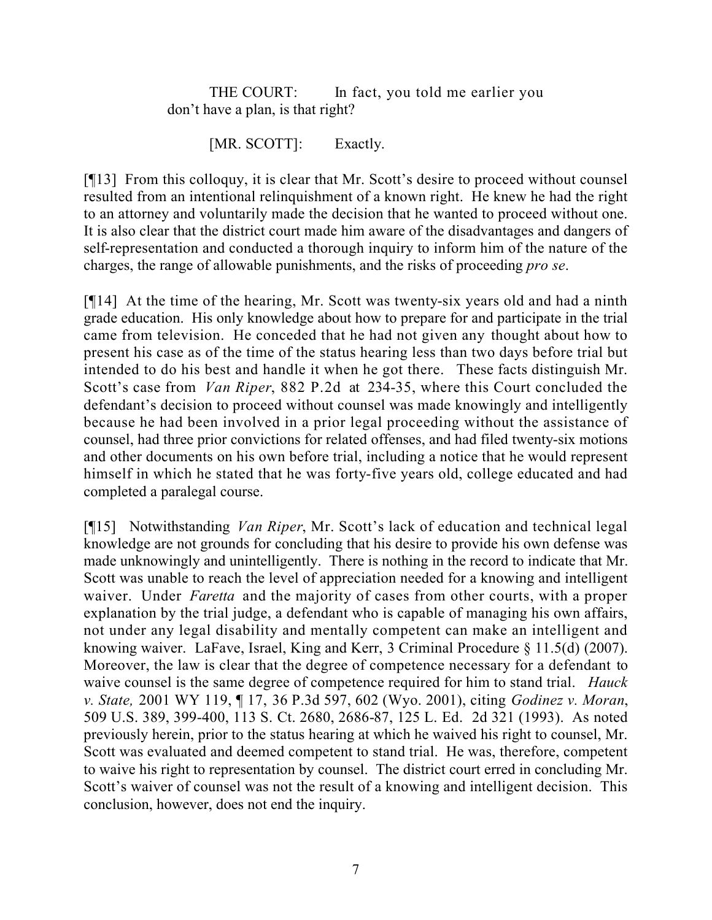THE COURT: In fact, you told me earlier you don't have a plan, is that right?

[MR. SCOTT]: Exactly.

[¶13] From this colloquy, it is clear that Mr. Scott's desire to proceed without counsel resulted from an intentional relinquishment of a known right. He knew he had the right to an attorney and voluntarily made the decision that he wanted to proceed without one. It is also clear that the district court made him aware of the disadvantages and dangers of self-representation and conducted a thorough inquiry to inform him of the nature of the charges, the range of allowable punishments, and the risks of proceeding *pro se*.

[¶14] At the time of the hearing, Mr. Scott was twenty-six years old and had a ninth grade education. His only knowledge about how to prepare for and participate in the trial came from television. He conceded that he had not given any thought about how to present his case as of the time of the status hearing less than two days before trial but intended to do his best and handle it when he got there. These facts distinguish Mr. Scott's case from *Van Riper*, 882 P.2d at 234-35, where this Court concluded the defendant's decision to proceed without counsel was made knowingly and intelligently because he had been involved in a prior legal proceeding without the assistance of counsel, had three prior convictions for related offenses, and had filed twenty-six motions and other documents on his own before trial, including a notice that he would represent himself in which he stated that he was forty-five years old, college educated and had completed a paralegal course.

[¶15] Notwithstanding *Van Riper*, Mr. Scott's lack of education and technical legal knowledge are not grounds for concluding that his desire to provide his own defense was made unknowingly and unintelligently. There is nothing in the record to indicate that Mr. Scott was unable to reach the level of appreciation needed for a knowing and intelligent waiver. Under *Faretta* and the majority of cases from other courts, with a proper explanation by the trial judge, a defendant who is capable of managing his own affairs, not under any legal disability and mentally competent can make an intelligent and knowing waiver. LaFave, Israel, King and Kerr, 3 Criminal Procedure § 11.5(d) (2007). Moreover, the law is clear that the degree of competence necessary for a defendant to waive counsel is the same degree of competence required for him to stand trial. *Hauck v. State,* 2001 WY 119, ¶ 17, 36 P.3d 597, 602 (Wyo. 2001), citing *Godinez v. Moran*, 509 U.S. 389, 399-400, 113 S. Ct. 2680, 2686-87, 125 L. Ed. 2d 321 (1993). As noted previously herein, prior to the status hearing at which he waived his right to counsel, Mr. Scott was evaluated and deemed competent to stand trial. He was, therefore, competent to waive his right to representation by counsel. The district court erred in concluding Mr. Scott's waiver of counsel was not the result of a knowing and intelligent decision. This conclusion, however, does not end the inquiry.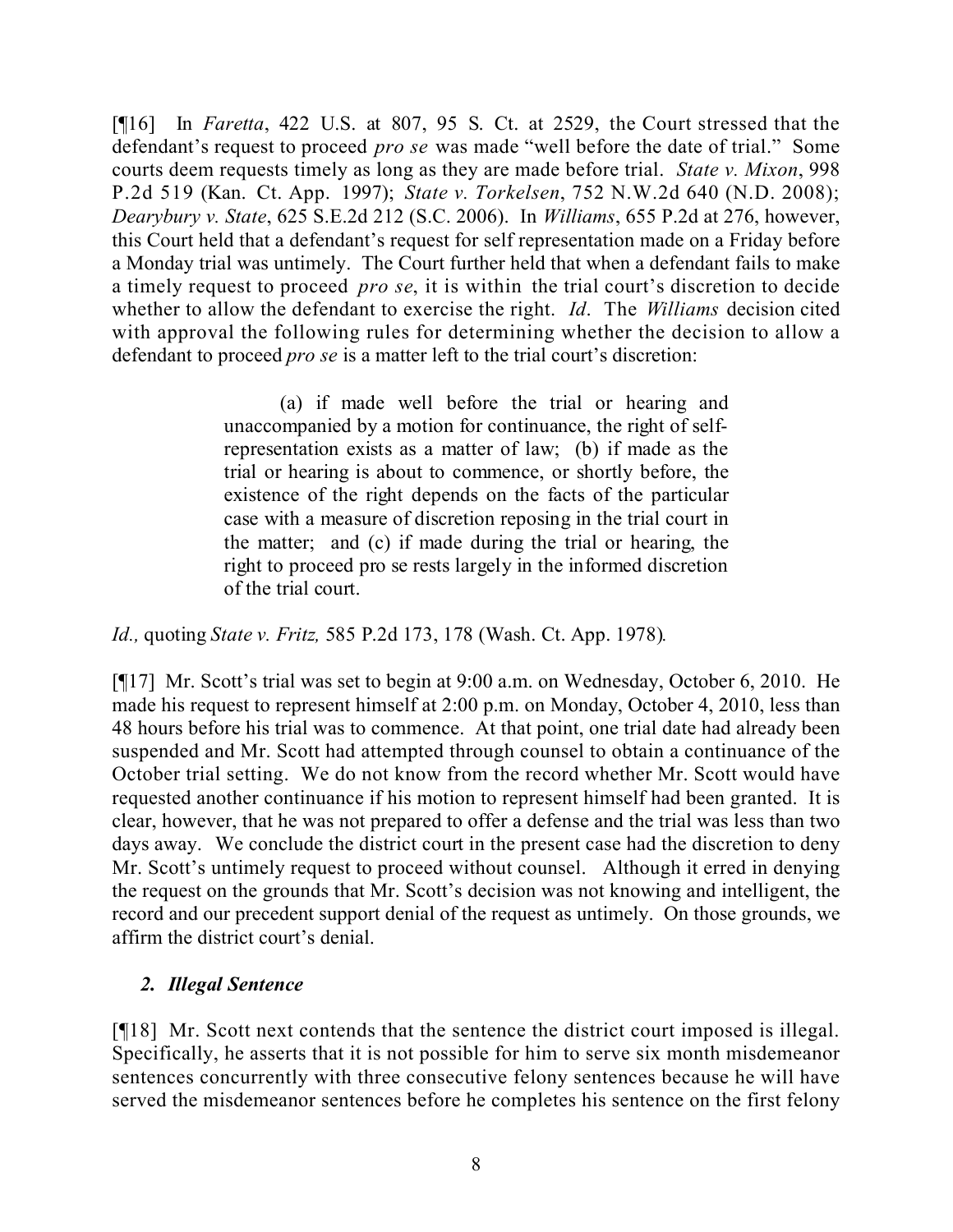[¶16] In *Faretta*, 422 U.S. at 807, 95 S. Ct. at 2529, the Court stressed that the defendant's request to proceed *pro se* was made "well before the date of trial." Some courts deem requests timely as long as they are made before trial. *State v. Mixon*, 998 P.2d 519 (Kan. Ct. App. 1997); *State v. Torkelsen*, 752 N.W.2d 640 (N.D. 2008); *Dearybury v. State*, 625 S.E.2d 212 (S.C. 2006). In *Williams*, 655 P.2d at 276, however, this Court held that a defendant's request for self representation made on a Friday before a Monday trial was untimely. The Court further held that when a defendant fails to make a timely request to proceed *pro se*, it is within the trial court's discretion to decide whether to allow the defendant to exercise the right. *Id*. The *Williams* decision cited with approval the following rules for determining whether the decision to allow a defendant to proceed *pro se* is a matter left to the trial court's discretion:

> (a) if made well before the trial or hearing and unaccompanied by a motion for continuance, the right of self-representation exists as a matter of law; (b) if made as the trial or hearing is about to commence, or shortly before, the existence of the right depends on the facts of the particular case with a measure of discretion reposing in the trial court in the matter; and (c) if made during the trial or hearing, the right to proceed pro se rests largely in the informed discretion of the trial court.

*Id.,* quoting *State v. Fritz,* 585 P.2d 173, 178 (Wash. Ct. App. 1978).

[¶17] Mr. Scott's trial was set to begin at 9:00 a.m. on Wednesday, October 6, 2010. He made his request to represent himself at 2:00 p.m. on Monday, October 4, 2010, less than 48 hours before his trial was to commence. At that point, one trial date had already been suspended and Mr. Scott had attempted through counsel to obtain a continuance of the October trial setting. We do not know from the record whether Mr. Scott would have requested another continuance if his motion to represent himself had been granted. It is clear, however, that he was not prepared to offer a defense and the trial was less than two days away. We conclude the district court in the present case had the discretion to deny Mr. Scott's untimely request to proceed without counsel. Although it erred in denying the request on the grounds that Mr. Scott's decision was not knowing and intelligent, the record and our precedent support denial of the request as untimely. On those grounds, we affirm the district court's denial.

### *2. Illegal Sentence*

[¶18] Mr. Scott next contends that the sentence the district court imposed is illegal. Specifically, he asserts that it is not possible for him to serve six month misdemeanor sentences concurrently with three consecutive felony sentences because he will have served the misdemeanor sentences before he completes his sentence on the first felony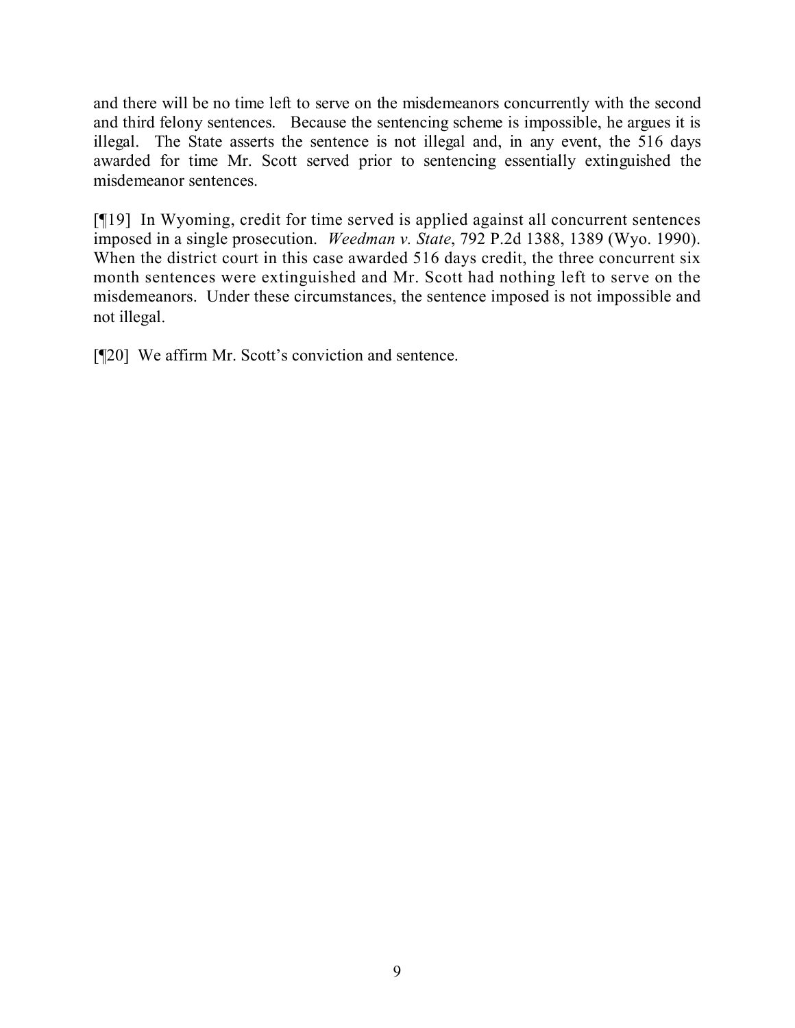and there will be no time left to serve on the misdemeanors concurrently with the second and third felony sentences. Because the sentencing scheme is impossible, he argues it is illegal. The State asserts the sentence is not illegal and, in any event, the 516 days awarded for time Mr. Scott served prior to sentencing essentially extinguished the misdemeanor sentences.

[¶19] In Wyoming, credit for time served is applied against all concurrent sentences imposed in a single prosecution. *Weedman v. State*, 792 P.2d 1388, 1389 (Wyo. 1990). When the district court in this case awarded 516 days credit, the three concurrent six month sentences were extinguished and Mr. Scott had nothing left to serve on the misdemeanors. Under these circumstances, the sentence imposed is not impossible and not illegal.

[¶20] We affirm Mr. Scott's conviction and sentence.